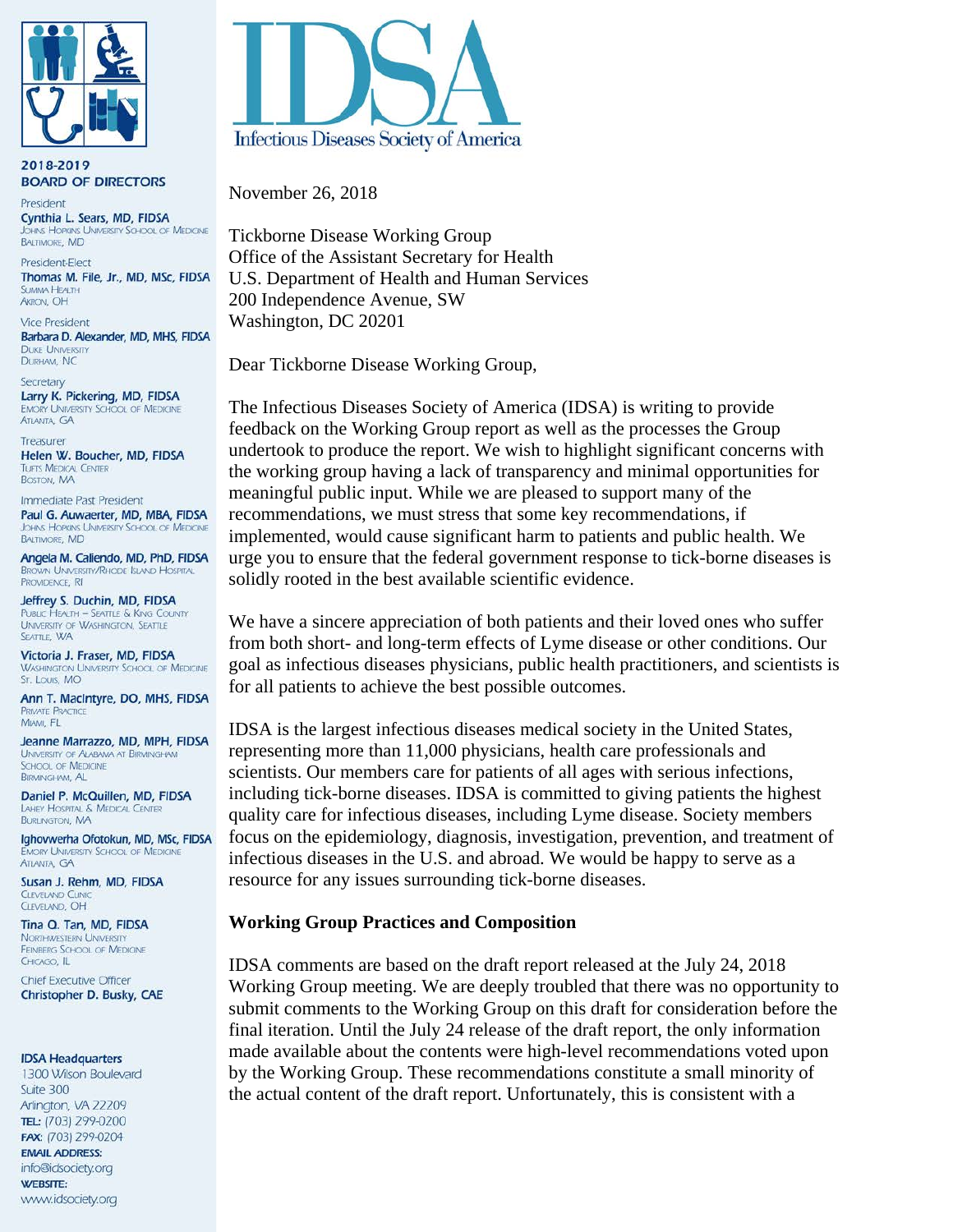# IDSA

Infectious Diseases Society of America

**2018-2019**
**BOARD OF DIRECTORS**

President
**Cynthia L. Sears, MD, FIDSA**
Johns Hopkins University School of Medicine
Baltimore, MD

President-Elect
**Thomas M. File, Jr., MD, MSc, FIDSA**
Summa Health
Akron, OH

Vice President
**Barbara D. Alexander, MD, MHS, FIDSA**
Duke University
Durham, NC

Secretary
**Larry K. Pickering, MD, FIDSA**
Emory University School of Medicine
Atlanta, GA

Treasurer
**Helen W. Boucher, MD, FIDSA**
Tufts Medical Center
Boston, MA

Immediate Past President
**Paul G. Auwaerter, MD, MBA, FIDSA**
Johns Hopkins University School of Medicine
Baltimore, MD

**Angela M. Caliendo, MD, PhD, FIDSA**
Brown University/Rhode Island Hospital
Providence, RI

**Jeffrey S. Duchin, MD, FIDSA**
Public Health – Seattle & King County
University of Washington, Seattle
Seattle, WA

**Victoria J. Fraser, MD, FIDSA**
Washington University School of Medicine
St. Louis, MO

**Ann T. MacIntyre, DO, MHS, FIDSA**
Private Practice
Miami, FL

**Jeanne Marrazzo, MD, MPH, FIDSA**
University of Alabama at Birmingham
School of Medicine
Birmingham, AL

**Daniel P. McQuillen, MD, FIDSA**
Lahey Hospital & Medical Center
Burlington, MA

**Ighovwerha Ofotokun, MD, MSc, FIDSA**
Emory University School of Medicine
Atlanta, GA

**Susan J. Rehm, MD, FIDSA**
Cleveland Clinic
Cleveland, OH

**Tina Q. Tan, MD, FIDSA**
Northwestern University
Feinberg School of Medicine
Chicago, IL

Chief Executive Officer
**Christopher D. Busky, CAE**

**IDSA Headquarters**
1300 Wilson Boulevard
Suite 300
Arlington, VA 22209
**TEL:** (703) 299-0200
**FAX:** (703) 299-0204
**EMAIL ADDRESS:**
info@idsociety.org
**WEBSITE:**
www.idsociety.org

---

November 26, 2018

Tickborne Disease Working Group
Office of the Assistant Secretary for Health
U.S. Department of Health and Human Services
200 Independence Avenue, SW
Washington, DC 20201

Dear Tickborne Disease Working Group,

The Infectious Diseases Society of America (IDSA) is writing to provide feedback on the Working Group report as well as the processes the Group undertook to produce the report. We wish to highlight significant concerns with the working group having a lack of transparency and minimal opportunities for meaningful public input. While we are pleased to support many of the recommendations, we must stress that some key recommendations, if implemented, would cause significant harm to patients and public health. We urge you to ensure that the federal government response to tick-borne diseases is solidly rooted in the best available scientific evidence.

We have a sincere appreciation of both patients and their loved ones who suffer from both short- and long-term effects of Lyme disease or other conditions. Our goal as infectious diseases physicians, public health practitioners, and scientists is for all patients to achieve the best possible outcomes.

IDSA is the largest infectious diseases medical society in the United States, representing more than 11,000 physicians, health care professionals and scientists. Our members care for patients of all ages with serious infections, including tick-borne diseases. IDSA is committed to giving patients the highest quality care for infectious diseases, including Lyme disease. Society members focus on the epidemiology, diagnosis, investigation, prevention, and treatment of infectious diseases in the U.S. and abroad. We would be happy to serve as a resource for any issues surrounding tick-borne diseases.

**Working Group Practices and Composition**

IDSA comments are based on the draft report released at the July 24, 2018 Working Group meeting. We are deeply troubled that there was no opportunity to submit comments to the Working Group on this draft for consideration before the final iteration. Until the July 24 release of the draft report, the only information made available about the contents were high-level recommendations voted upon by the Working Group. These recommendations constitute a small minority of the actual content of the draft report. Unfortunately, this is consistent with a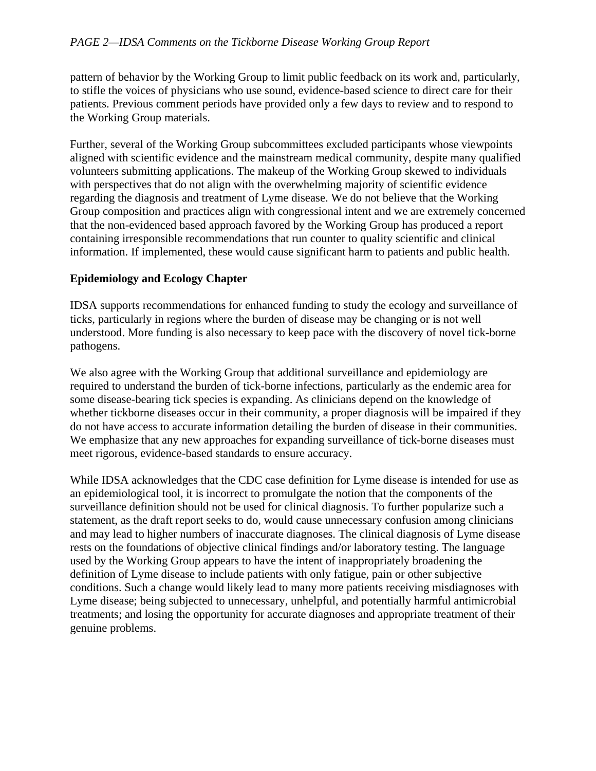pattern of behavior by the Working Group to limit public feedback on its work and, particularly, to stifle the voices of physicians who use sound, evidence-based science to direct care for their patients. Previous comment periods have provided only a few days to review and to respond to the Working Group materials.

Further, several of the Working Group subcommittees excluded participants whose viewpoints aligned with scientific evidence and the mainstream medical community, despite many qualified volunteers submitting applications. The makeup of the Working Group skewed to individuals with perspectives that do not align with the overwhelming majority of scientific evidence regarding the diagnosis and treatment of Lyme disease. We do not believe that the Working Group composition and practices align with congressional intent and we are extremely concerned that the non-evidenced based approach favored by the Working Group has produced a report containing irresponsible recommendations that run counter to quality scientific and clinical information. If implemented, these would cause significant harm to patients and public health.

**Epidemiology and Ecology Chapter**

IDSA supports recommendations for enhanced funding to study the ecology and surveillance of ticks, particularly in regions where the burden of disease may be changing or is not well understood. More funding is also necessary to keep pace with the discovery of novel tick-borne pathogens.

We also agree with the Working Group that additional surveillance and epidemiology are required to understand the burden of tick-borne infections, particularly as the endemic area for some disease-bearing tick species is expanding. As clinicians depend on the knowledge of whether tickborne diseases occur in their community, a proper diagnosis will be impaired if they do not have access to accurate information detailing the burden of disease in their communities. We emphasize that any new approaches for expanding surveillance of tick-borne diseases must meet rigorous, evidence-based standards to ensure accuracy.

While IDSA acknowledges that the CDC case definition for Lyme disease is intended for use as an epidemiological tool, it is incorrect to promulgate the notion that the components of the surveillance definition should not be used for clinical diagnosis. To further popularize such a statement, as the draft report seeks to do, would cause unnecessary confusion among clinicians and may lead to higher numbers of inaccurate diagnoses. The clinical diagnosis of Lyme disease rests on the foundations of objective clinical findings and/or laboratory testing. The language used by the Working Group appears to have the intent of inappropriately broadening the definition of Lyme disease to include patients with only fatigue, pain or other subjective conditions. Such a change would likely lead to many more patients receiving misdiagnoses with Lyme disease; being subjected to unnecessary, unhelpful, and potentially harmful antimicrobial treatments; and losing the opportunity for accurate diagnoses and appropriate treatment of their genuine problems.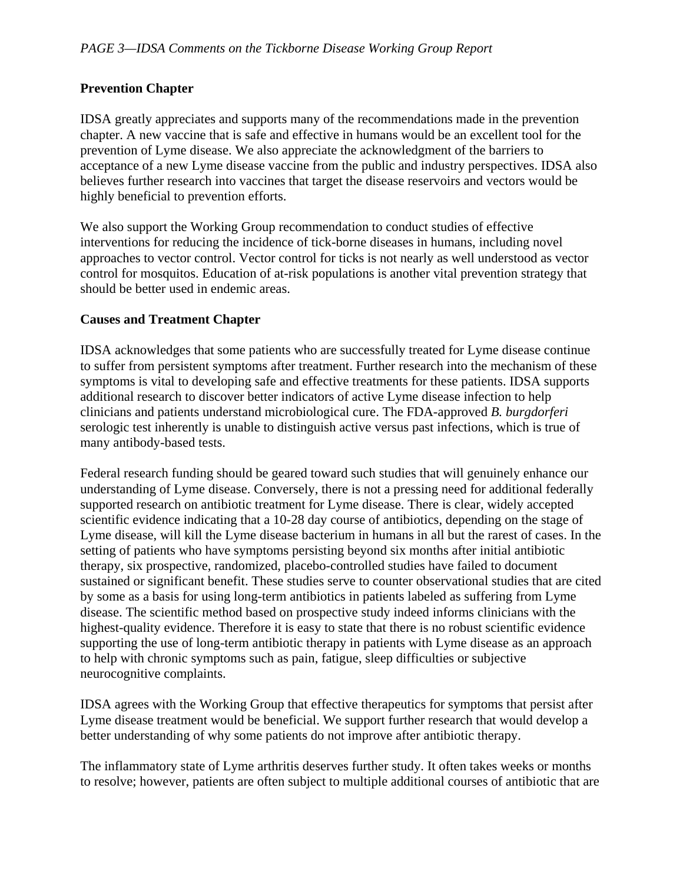**Prevention Chapter**

IDSA greatly appreciates and supports many of the recommendations made in the prevention chapter. A new vaccine that is safe and effective in humans would be an excellent tool for the prevention of Lyme disease. We also appreciate the acknowledgment of the barriers to acceptance of a new Lyme disease vaccine from the public and industry perspectives. IDSA also believes further research into vaccines that target the disease reservoirs and vectors would be highly beneficial to prevention efforts.

We also support the Working Group recommendation to conduct studies of effective interventions for reducing the incidence of tick-borne diseases in humans, including novel approaches to vector control. Vector control for ticks is not nearly as well understood as vector control for mosquitos. Education of at-risk populations is another vital prevention strategy that should be better used in endemic areas.

**Causes and Treatment Chapter**

IDSA acknowledges that some patients who are successfully treated for Lyme disease continue to suffer from persistent symptoms after treatment. Further research into the mechanism of these symptoms is vital to developing safe and effective treatments for these patients. IDSA supports additional research to discover better indicators of active Lyme disease infection to help clinicians and patients understand microbiological cure. The FDA-approved *B. burgdorferi* serologic test inherently is unable to distinguish active versus past infections, which is true of many antibody-based tests.

Federal research funding should be geared toward such studies that will genuinely enhance our understanding of Lyme disease. Conversely, there is not a pressing need for additional federally supported research on antibiotic treatment for Lyme disease. There is clear, widely accepted scientific evidence indicating that a 10-28 day course of antibiotics, depending on the stage of Lyme disease, will kill the Lyme disease bacterium in humans in all but the rarest of cases. In the setting of patients who have symptoms persisting beyond six months after initial antibiotic therapy, six prospective, randomized, placebo-controlled studies have failed to document sustained or significant benefit. These studies serve to counter observational studies that are cited by some as a basis for using long-term antibiotics in patients labeled as suffering from Lyme disease. The scientific method based on prospective study indeed informs clinicians with the highest-quality evidence. Therefore it is easy to state that there is no robust scientific evidence supporting the use of long-term antibiotic therapy in patients with Lyme disease as an approach to help with chronic symptoms such as pain, fatigue, sleep difficulties or subjective neurocognitive complaints.

IDSA agrees with the Working Group that effective therapeutics for symptoms that persist after Lyme disease treatment would be beneficial. We support further research that would develop a better understanding of why some patients do not improve after antibiotic therapy.

The inflammatory state of Lyme arthritis deserves further study. It often takes weeks or months to resolve; however, patients are often subject to multiple additional courses of antibiotic that are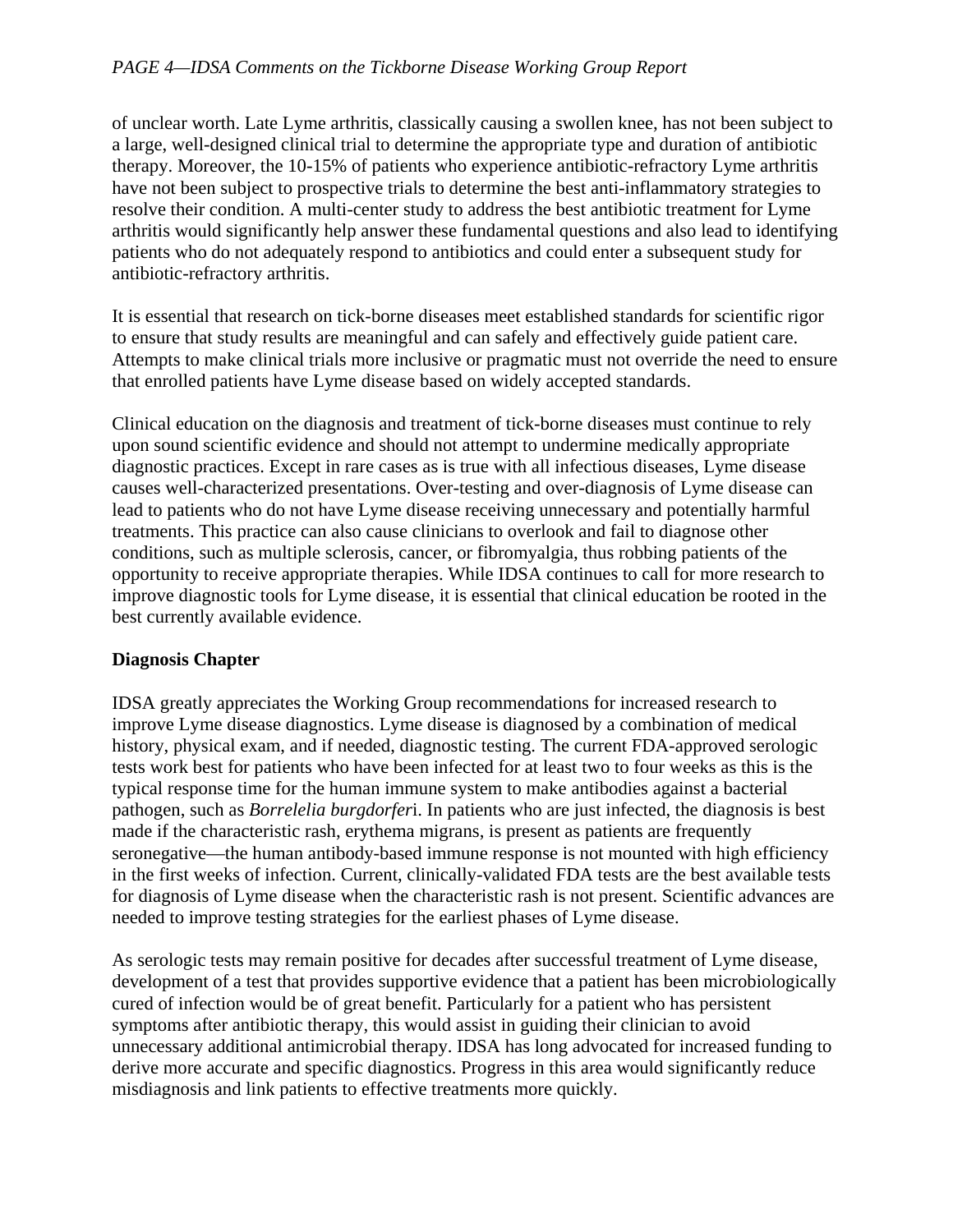of unclear worth. Late Lyme arthritis, classically causing a swollen knee, has not been subject to a large, well-designed clinical trial to determine the appropriate type and duration of antibiotic therapy. Moreover, the 10-15% of patients who experience antibiotic-refractory Lyme arthritis have not been subject to prospective trials to determine the best anti-inflammatory strategies to resolve their condition. A multi-center study to address the best antibiotic treatment for Lyme arthritis would significantly help answer these fundamental questions and also lead to identifying patients who do not adequately respond to antibiotics and could enter a subsequent study for antibiotic-refractory arthritis.

It is essential that research on tick-borne diseases meet established standards for scientific rigor to ensure that study results are meaningful and can safely and effectively guide patient care. Attempts to make clinical trials more inclusive or pragmatic must not override the need to ensure that enrolled patients have Lyme disease based on widely accepted standards.

Clinical education on the diagnosis and treatment of tick-borne diseases must continue to rely upon sound scientific evidence and should not attempt to undermine medically appropriate diagnostic practices. Except in rare cases as is true with all infectious diseases, Lyme disease causes well-characterized presentations. Over-testing and over-diagnosis of Lyme disease can lead to patients who do not have Lyme disease receiving unnecessary and potentially harmful treatments. This practice can also cause clinicians to overlook and fail to diagnose other conditions, such as multiple sclerosis, cancer, or fibromyalgia, thus robbing patients of the opportunity to receive appropriate therapies. While IDSA continues to call for more research to improve diagnostic tools for Lyme disease, it is essential that clinical education be rooted in the best currently available evidence.

**Diagnosis Chapter**

IDSA greatly appreciates the Working Group recommendations for increased research to improve Lyme disease diagnostics. Lyme disease is diagnosed by a combination of medical history, physical exam, and if needed, diagnostic testing. The current FDA-approved serologic tests work best for patients who have been infected for at least two to four weeks as this is the typical response time for the human immune system to make antibodies against a bacterial pathogen, such as *Borrelelia burgdorferi*. In patients who are just infected, the diagnosis is best made if the characteristic rash, erythema migrans, is present as patients are frequently seronegative—the human antibody-based immune response is not mounted with high efficiency in the first weeks of infection. Current, clinically-validated FDA tests are the best available tests for diagnosis of Lyme disease when the characteristic rash is not present. Scientific advances are needed to improve testing strategies for the earliest phases of Lyme disease.

As serologic tests may remain positive for decades after successful treatment of Lyme disease, development of a test that provides supportive evidence that a patient has been microbiologically cured of infection would be of great benefit. Particularly for a patient who has persistent symptoms after antibiotic therapy, this would assist in guiding their clinician to avoid unnecessary additional antimicrobial therapy. IDSA has long advocated for increased funding to derive more accurate and specific diagnostics. Progress in this area would significantly reduce misdiagnosis and link patients to effective treatments more quickly.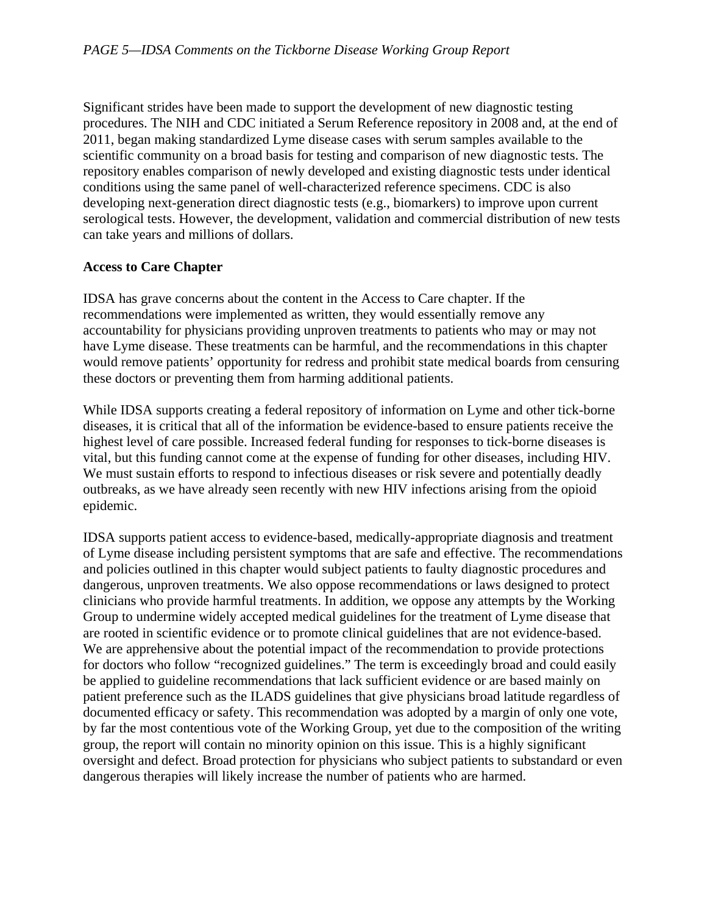Significant strides have been made to support the development of new diagnostic testing procedures. The NIH and CDC initiated a Serum Reference repository in 2008 and, at the end of 2011, began making standardized Lyme disease cases with serum samples available to the scientific community on a broad basis for testing and comparison of new diagnostic tests. The repository enables comparison of newly developed and existing diagnostic tests under identical conditions using the same panel of well-characterized reference specimens. CDC is also developing next-generation direct diagnostic tests (e.g., biomarkers) to improve upon current serological tests. However, the development, validation and commercial distribution of new tests can take years and millions of dollars.

**Access to Care Chapter**

IDSA has grave concerns about the content in the Access to Care chapter. If the recommendations were implemented as written, they would essentially remove any accountability for physicians providing unproven treatments to patients who may or may not have Lyme disease. These treatments can be harmful, and the recommendations in this chapter would remove patients' opportunity for redress and prohibit state medical boards from censuring these doctors or preventing them from harming additional patients.

While IDSA supports creating a federal repository of information on Lyme and other tick-borne diseases, it is critical that all of the information be evidence-based to ensure patients receive the highest level of care possible. Increased federal funding for responses to tick-borne diseases is vital, but this funding cannot come at the expense of funding for other diseases, including HIV. We must sustain efforts to respond to infectious diseases or risk severe and potentially deadly outbreaks, as we have already seen recently with new HIV infections arising from the opioid epidemic.

IDSA supports patient access to evidence-based, medically-appropriate diagnosis and treatment of Lyme disease including persistent symptoms that are safe and effective. The recommendations and policies outlined in this chapter would subject patients to faulty diagnostic procedures and dangerous, unproven treatments. We also oppose recommendations or laws designed to protect clinicians who provide harmful treatments. In addition, we oppose any attempts by the Working Group to undermine widely accepted medical guidelines for the treatment of Lyme disease that are rooted in scientific evidence or to promote clinical guidelines that are not evidence-based. We are apprehensive about the potential impact of the recommendation to provide protections for doctors who follow "recognized guidelines." The term is exceedingly broad and could easily be applied to guideline recommendations that lack sufficient evidence or are based mainly on patient preference such as the ILADS guidelines that give physicians broad latitude regardless of documented efficacy or safety. This recommendation was adopted by a margin of only one vote, by far the most contentious vote of the Working Group, yet due to the composition of the writing group, the report will contain no minority opinion on this issue. This is a highly significant oversight and defect. Broad protection for physicians who subject patients to substandard or even dangerous therapies will likely increase the number of patients who are harmed.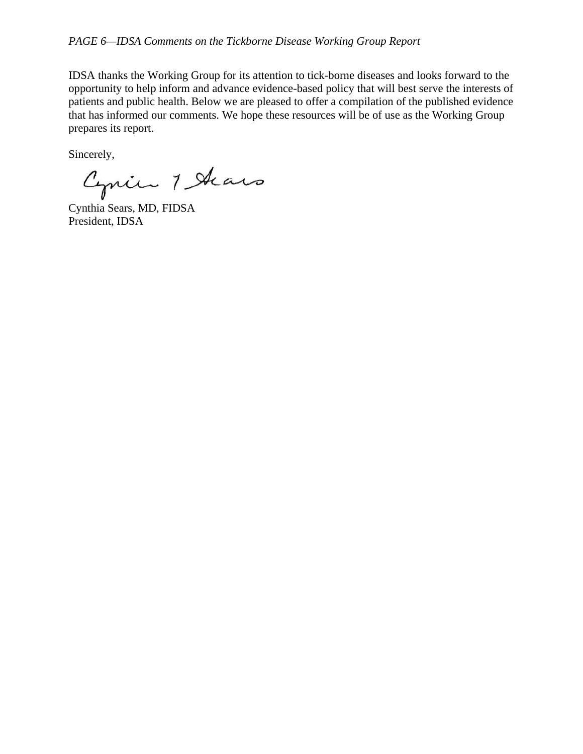IDSA thanks the Working Group for its attention to tick-borne diseases and looks forward to the opportunity to help inform and advance evidence-based policy that will best serve the interests of patients and public health. Below we are pleased to offer a compilation of the published evidence that has informed our comments. We hope these resources will be of use as the Working Group prepares its report.

Sincerely,

Cynthia Sears, MD, FIDSA
President, IDSA